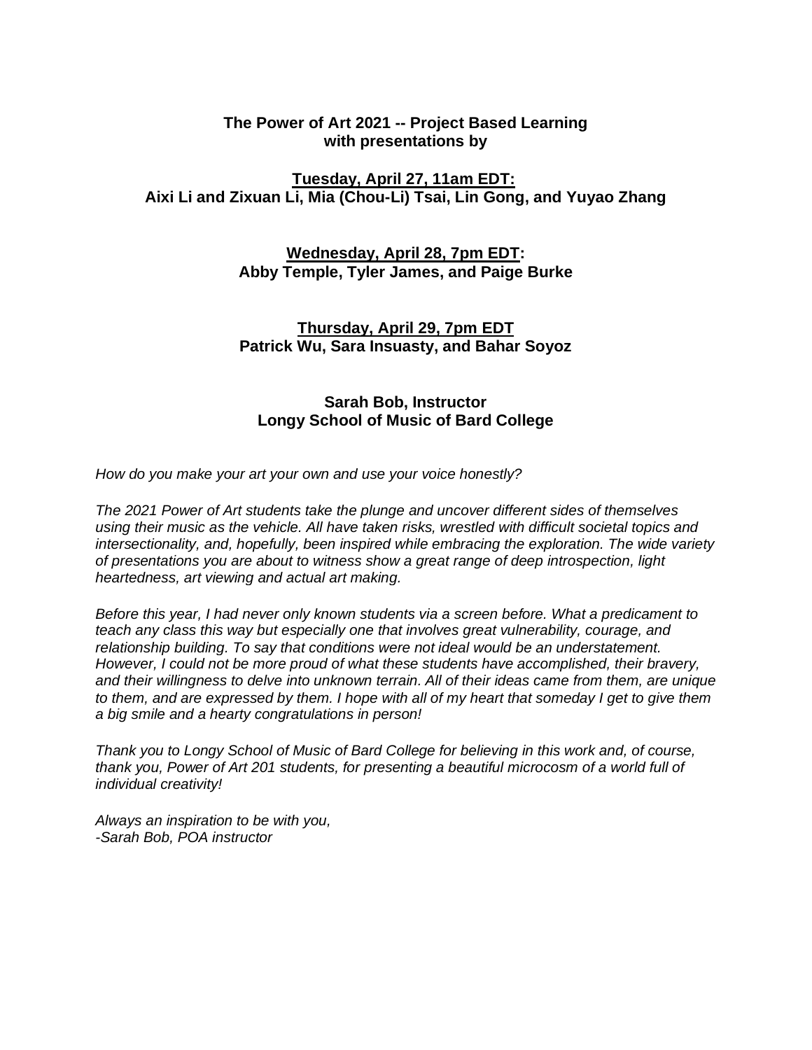**The Power of Art 2021 -- Project Based Learning with presentations by**

**Tuesday, April 27, 11am EDT:**
**Aixi Li and Zixuan Li, Mia (Chou-Li) Tsai, Lin Gong, and Yuyao Zhang**

**Wednesday, April 28, 7pm EDT:**
**Abby Temple, Tyler James, and Paige Burke**

**Thursday, April 29, 7pm EDT**
**Patrick Wu, Sara Insuasty, and Bahar Soyoz**

**Sarah Bob, Instructor**
**Longy School of Music of Bard College**

*How do you make your art your own and use your voice honestly?*

*The 2021 Power of Art students take the plunge and uncover different sides of themselves using their music as the vehicle. All have taken risks, wrestled with difficult societal topics and intersectionality, and, hopefully, been inspired while embracing the exploration. The wide variety of presentations you are about to witness show a great range of deep introspection, light heartedness, art viewing and actual art making.*

*Before this year, I had never only known students via a screen before. What a predicament to teach any class this way but especially one that involves great vulnerability, courage, and relationship building. To say that conditions were not ideal would be an understatement. However, I could not be more proud of what these students have accomplished, their bravery, and their willingness to delve into unknown terrain. All of their ideas came from them, are unique to them, and are expressed by them. I hope with all of my heart that someday I get to give them a big smile and a hearty congratulations in person!*

*Thank you to Longy School of Music of Bard College for believing in this work and, of course, thank you, Power of Art 201 students, for presenting a beautiful microcosm of a world full of individual creativity!*

*Always an inspiration to be with you,*
*-Sarah Bob, POA instructor*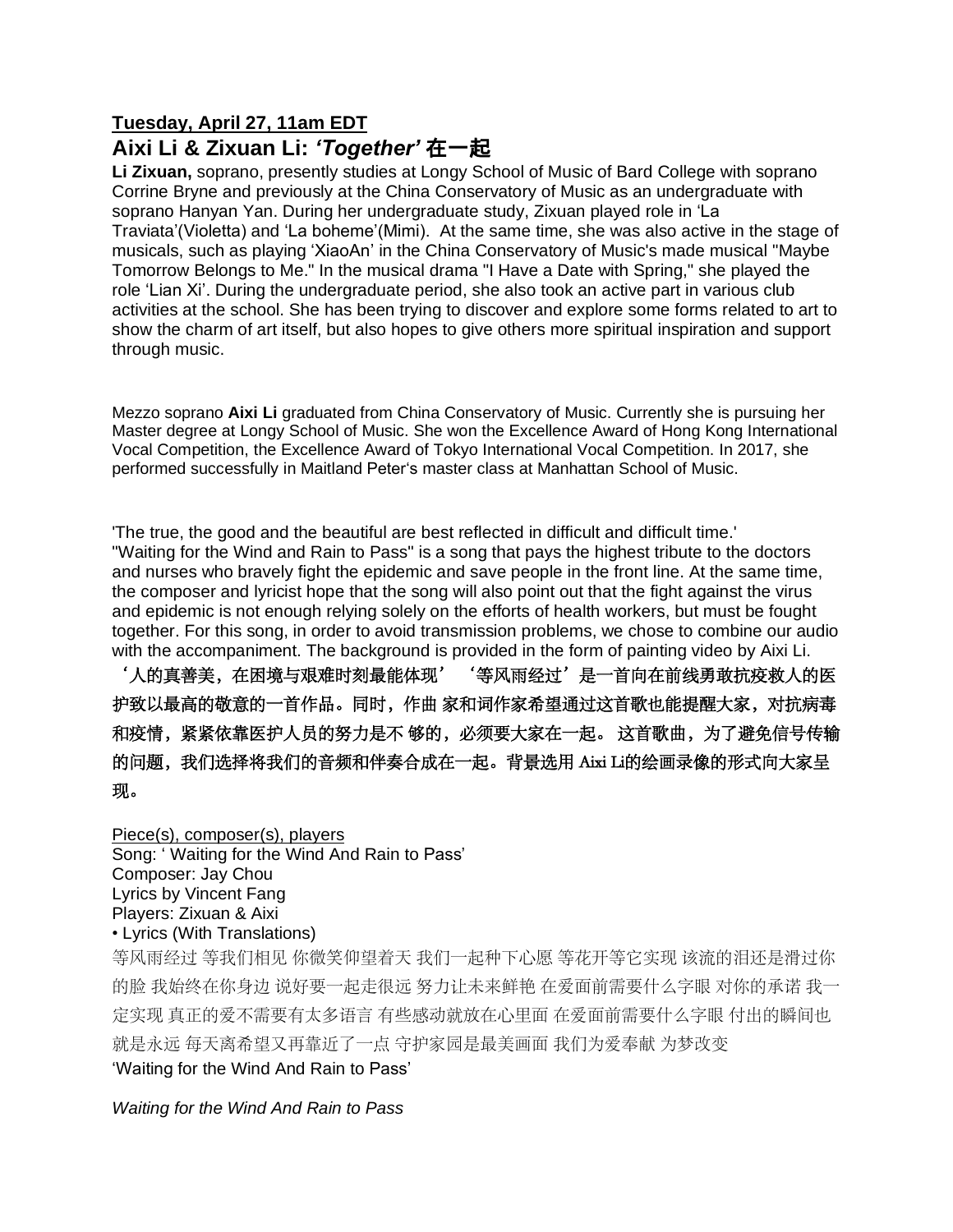**Tuesday, April 27, 11am EDT**

## Aixi Li & Zixuan Li: *'Together'* 在一起

**Li Zixuan,** soprano, presently studies at Longy School of Music of Bard College with soprano Corrine Bryne and previously at the China Conservatory of Music as an undergraduate with soprano Hanyan Yan. During her undergraduate study, Zixuan played role in 'La Traviata'(Violetta) and 'La boheme'(Mimi). At the same time, she was also active in the stage of musicals, such as playing 'XiaoAn' in the China Conservatory of Music's made musical "Maybe Tomorrow Belongs to Me." In the musical drama "I Have a Date with Spring," she played the role 'Lian Xi'. During the undergraduate period, she also took an active part in various club activities at the school. She has been trying to discover and explore some forms related to art to show the charm of art itself, but also hopes to give others more spiritual inspiration and support through music.

Mezzo soprano **Aixi Li** graduated from China Conservatory of Music. Currently she is pursuing her Master degree at Longy School of Music. She won the Excellence Award of Hong Kong International Vocal Competition, the Excellence Award of Tokyo International Vocal Competition. In 2017, she performed successfully in Maitland Peter's master class at Manhattan School of Music.

'The true, the good and the beautiful are best reflected in difficult and difficult time.' "Waiting for the Wind and Rain to Pass" is a song that pays the highest tribute to the doctors and nurses who bravely fight the epidemic and save people in the front line. At the same time, the composer and lyricist hope that the song will also point out that the fight against the virus and epidemic is not enough relying solely on the efforts of health workers, but must be fought together. For this song, in order to avoid transmission problems, we chose to combine our audio with the accompaniment. The background is provided in the form of painting video by Aixi Li.

**'人的真善美，在困境与艰难时刻最能体现' '等风雨经过'是一首向在前线勇敢抗疫救人的医护致以最高的敬意的一首作品。同时，作曲 家和词作家希望通过这首歌也能提醒大家，对抗病毒和疫情，紧紧依靠医护人员的努力是不 够的，必须要大家在一起。 这首歌曲，为了避免信号传输的问题，我们选择将我们的音频和伴奏合成在一起。背景选用 Aixi Li的绘画录像的形式向大家呈现。**

Piece(s), composer(s), players

Song: ' Waiting for the Wind And Rain to Pass'

Composer: Jay Chou

Lyrics by Vincent Fang

Players: Zixuan & Aixi

• Lyrics (With Translations)

等风雨经过 等我们相见 你微笑仰望着天 我们一起种下心愿 等花开等它实现 该流的泪还是滑过你的脸 我始终在你身边 说好要一起走很远 努力让未来鲜艳 在爱面前需要什么字眼 对你的承诺 我一定实现 真正的爱不需要有太多语言 有些感动就放在心里面 在爱面前需要什么字眼 付出的瞬间也就是永远 每天离希望又再靠近了一点 守护家园是最美画面 我们为爱奉献 为梦改变

'Waiting for the Wind And Rain to Pass'

*Waiting for the Wind And Rain to Pass*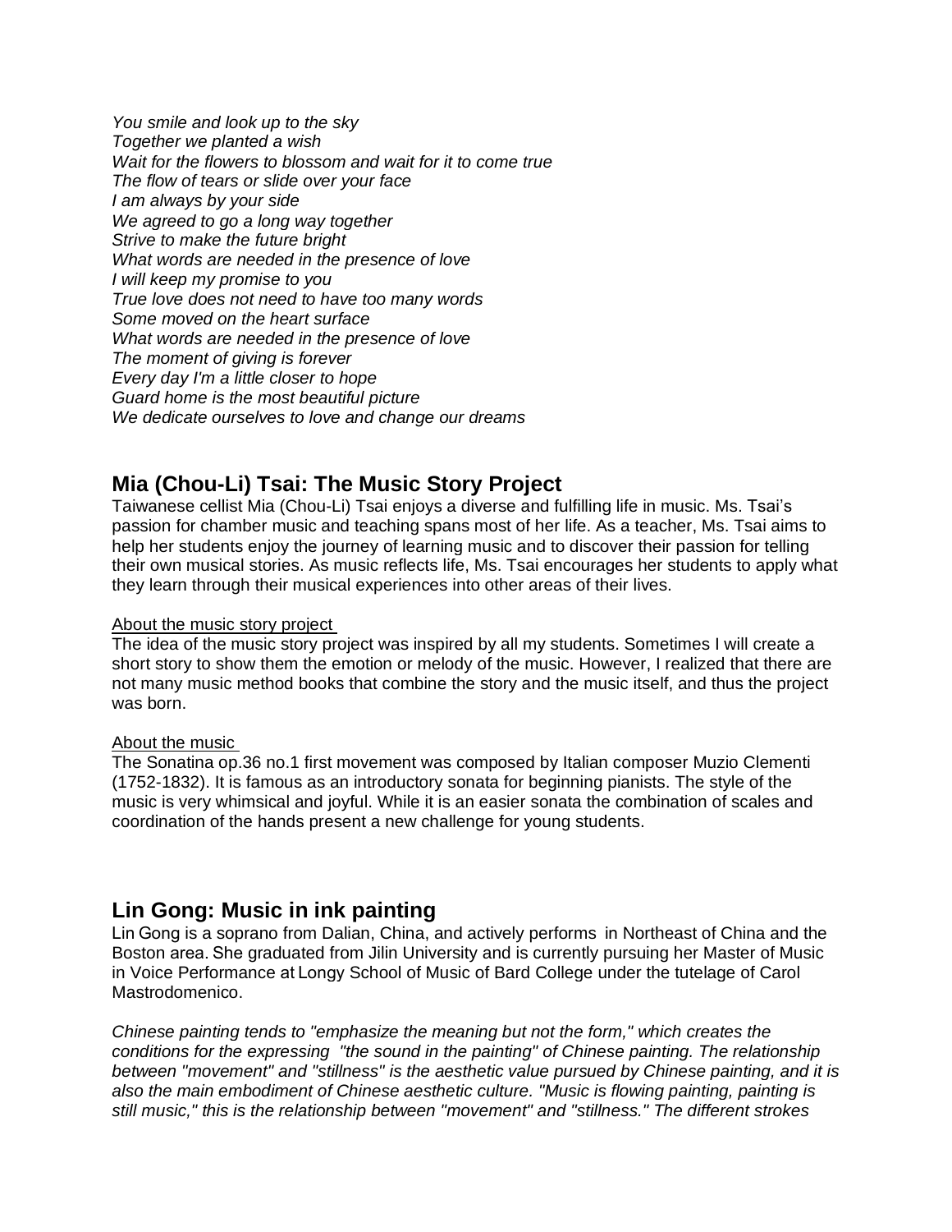*You smile and look up to the sky*
*Together we planted a wish*
*Wait for the flowers to blossom and wait for it to come true*
*The flow of tears or slide over your face*
*I am always by your side*
*We agreed to go a long way together*
*Strive to make the future bright*
*What words are needed in the presence of love*
*I will keep my promise to you*
*True love does not need to have too many words*
*Some moved on the heart surface*
*What words are needed in the presence of love*
*The moment of giving is forever*
*Every day I'm a little closer to hope*
*Guard home is the most beautiful picture*
*We dedicate ourselves to love and change our dreams*

## Mia (Chou-Li) Tsai: The Music Story Project

Taiwanese cellist Mia (Chou-Li) Tsai enjoys a diverse and fulfilling life in music. Ms. Tsai's passion for chamber music and teaching spans most of her life. As a teacher, Ms. Tsai aims to help her students enjoy the journey of learning music and to discover their passion for telling their own musical stories. As music reflects life, Ms. Tsai encourages her students to apply what they learn through their musical experiences into other areas of their lives.

<u>About the music story project</u>

The idea of the music story project was inspired by all my students. Sometimes I will create a short story to show them the emotion or melody of the music. However, I realized that there are not many music method books that combine the story and the music itself, and thus the project was born.

<u>About the music</u>

The Sonatina op.36 no.1 first movement was composed by Italian composer Muzio Clementi (1752-1832). It is famous as an introductory sonata for beginning pianists. The style of the music is very whimsical and joyful. While it is an easier sonata the combination of scales and coordination of the hands present a new challenge for young students.

## Lin Gong: Music in ink painting

Lin Gong is a soprano from Dalian, China, and actively performs in Northeast of China and the Boston area. She graduated from Jilin University and is currently pursuing her Master of Music in Voice Performance at Longy School of Music of Bard College under the tutelage of Carol Mastrodomenico.

*Chinese painting tends to "emphasize the meaning but not the form," which creates the conditions for the expressing "the sound in the painting" of Chinese painting. The relationship between "movement" and "stillness" is the aesthetic value pursued by Chinese painting, and it is also the main embodiment of Chinese aesthetic culture. "Music is flowing painting, painting is still music," this is the relationship between "movement" and "stillness." The different strokes*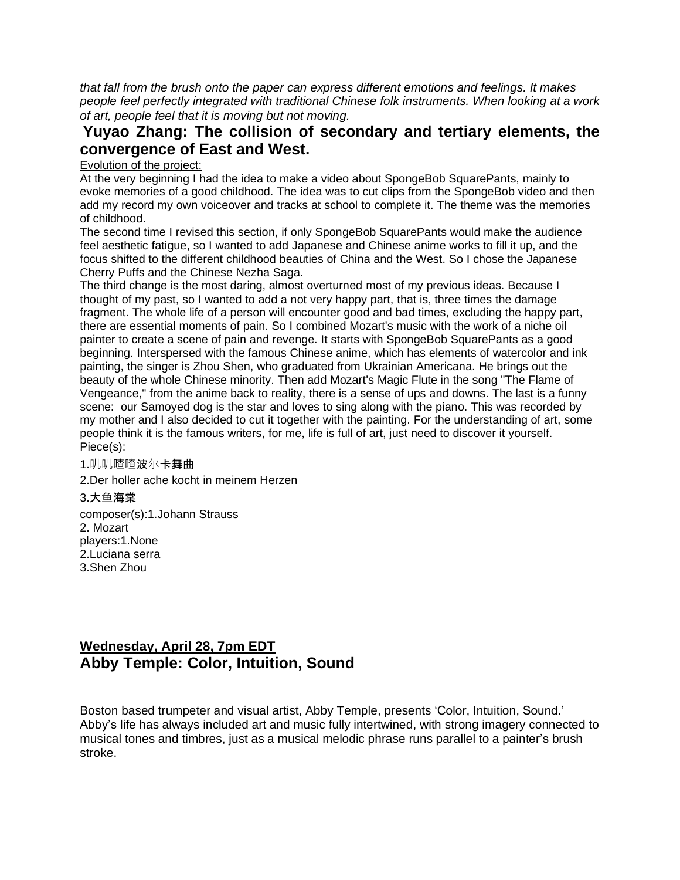*that fall from the brush onto the paper can express different emotions and feelings. It makes people feel perfectly integrated with traditional Chinese folk instruments. When looking at a work of art, people feel that it is moving but not moving.*

## Yuyao Zhang: The collision of secondary and tertiary elements, the convergence of East and West.

Evolution of the project:

At the very beginning I had the idea to make a video about SpongeBob SquarePants, mainly to evoke memories of a good childhood. The idea was to cut clips from the SpongeBob video and then add my record my own voiceover and tracks at school to complete it. The theme was the memories of childhood.

The second time I revised this section, if only SpongeBob SquarePants would make the audience feel aesthetic fatigue, so I wanted to add Japanese and Chinese anime works to fill it up, and the focus shifted to the different childhood beauties of China and the West. So I chose the Japanese Cherry Puffs and the Chinese Nezha Saga.

The third change is the most daring, almost overturned most of my previous ideas. Because I thought of my past, so I wanted to add a not very happy part, that is, three times the damage fragment. The whole life of a person will encounter good and bad times, excluding the happy part, there are essential moments of pain. So I combined Mozart's music with the work of a niche oil painter to create a scene of pain and revenge. It starts with SpongeBob SquarePants as a good beginning. Interspersed with the famous Chinese anime, which has elements of watercolor and ink painting, the singer is Zhou Shen, who graduated from Ukrainian Americana. He brings out the beauty of the whole Chinese minority. Then add Mozart's Magic Flute in the song "The Flame of Vengeance," from the anime back to reality, there is a sense of ups and downs. The last is a funny scene: our Samoyed dog is the star and loves to sing along with the piano. This was recorded by my mother and I also decided to cut it together with the painting. For the understanding of art, some people think it is the famous writers, for me, life is full of art, just need to discover it yourself.

Piece(s):

1.叽叽喳喳波尔卡舞曲

2.Der holler ache kocht in meinem Herzen

3.大鱼海棠

composer(s):1.Johann Strauss
2. Mozart
players:1.None
2.Luciana serra
3.Shen Zhou

## Wednesday, April 28, 7pm EDT

## Abby Temple: Color, Intuition, Sound

Boston based trumpeter and visual artist, Abby Temple, presents 'Color, Intuition, Sound.' Abby's life has always included art and music fully intertwined, with strong imagery connected to musical tones and timbres, just as a musical melodic phrase runs parallel to a painter's brush stroke.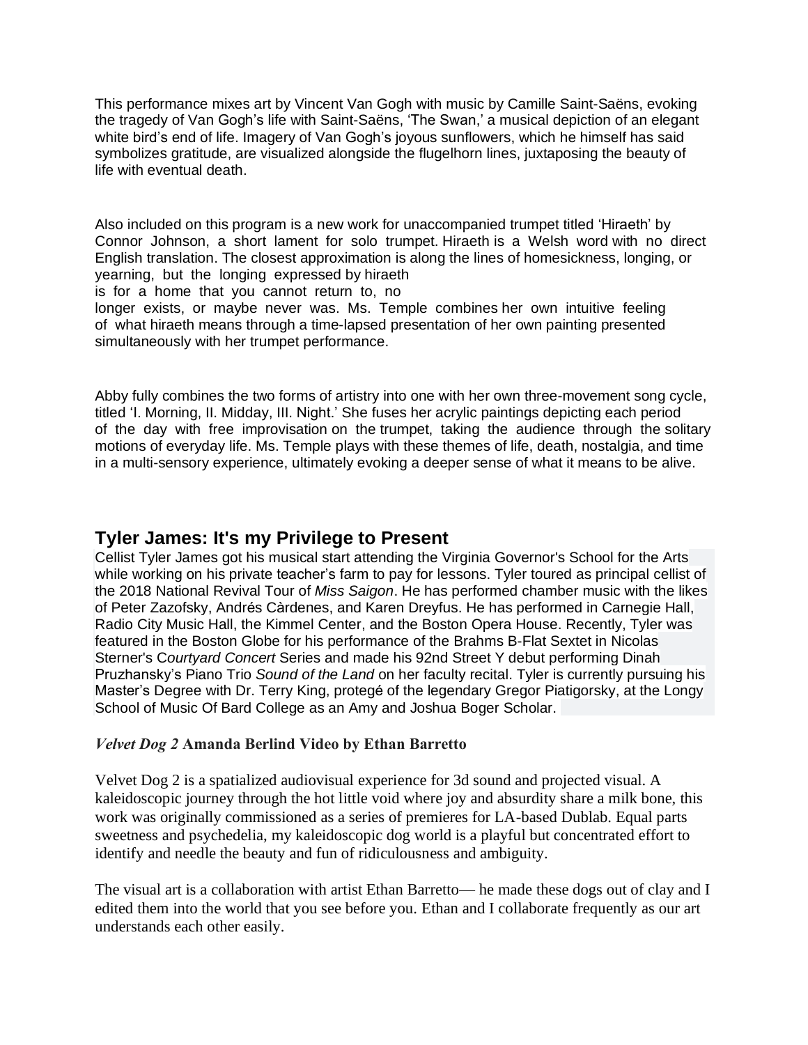This performance mixes art by Vincent Van Gogh with music by Camille Saint-Saëns, evoking the tragedy of Van Gogh's life with Saint-Saëns, 'The Swan,' a musical depiction of an elegant white bird's end of life. Imagery of Van Gogh's joyous sunflowers, which he himself has said symbolizes gratitude, are visualized alongside the flugelhorn lines, juxtaposing the beauty of life with eventual death.

Also included on this program is a new work for unaccompanied trumpet titled 'Hiraeth' by Connor Johnson, a short lament for solo trumpet. Hiraeth is a Welsh word with no direct English translation. The closest approximation is along the lines of homesickness, longing, or yearning, but the longing expressed by hiraeth is for a home that you cannot return to, no longer exists, or maybe never was. Ms. Temple combines her own intuitive feeling of what hiraeth means through a time-lapsed presentation of her own painting presented simultaneously with her trumpet performance.

Abby fully combines the two forms of artistry into one with her own three-movement song cycle, titled 'I. Morning, II. Midday, III. Night.' She fuses her acrylic paintings depicting each period of the day with free improvisation on the trumpet, taking the audience through the solitary motions of everyday life. Ms. Temple plays with these themes of life, death, nostalgia, and time in a multi-sensory experience, ultimately evoking a deeper sense of what it means to be alive.

## Tyler James: It's my Privilege to Present

Cellist Tyler James got his musical start attending the Virginia Governor's School for the Arts while working on his private teacher's farm to pay for lessons. Tyler toured as principal cellist of the 2018 National Revival Tour of *Miss Saigon*. He has performed chamber music with the likes of Peter Zazofsky, Andrés Càrdenes, and Karen Dreyfus. He has performed in Carnegie Hall, Radio City Music Hall, the Kimmel Center, and the Boston Opera House. Recently, Tyler was featured in the Boston Globe for his performance of the Brahms B-Flat Sextet in Nicolas Sterner's C*ourtyard Concert* Series and made his 92nd Street Y debut performing Dinah Pruzhansky's Piano Trio *Sound of the Land* on her faculty recital. Tyler is currently pursuing his Master's Degree with Dr. Terry King, protegé of the legendary Gregor Piatigorsky, at the Longy School of Music Of Bard College as an Amy and Joshua Boger Scholar.

***Velvet Dog 2*** **Amanda Berlind Video by Ethan Barretto**

Velvet Dog 2 is a spatialized audiovisual experience for 3d sound and projected visual. A kaleidoscopic journey through the hot little void where joy and absurdity share a milk bone, this work was originally commissioned as a series of premieres for LA-based Dublab. Equal parts sweetness and psychedelia, my kaleidoscopic dog world is a playful but concentrated effort to identify and needle the beauty and fun of ridiculousness and ambiguity.

The visual art is a collaboration with artist Ethan Barretto— he made these dogs out of clay and I edited them into the world that you see before you. Ethan and I collaborate frequently as our art understands each other easily.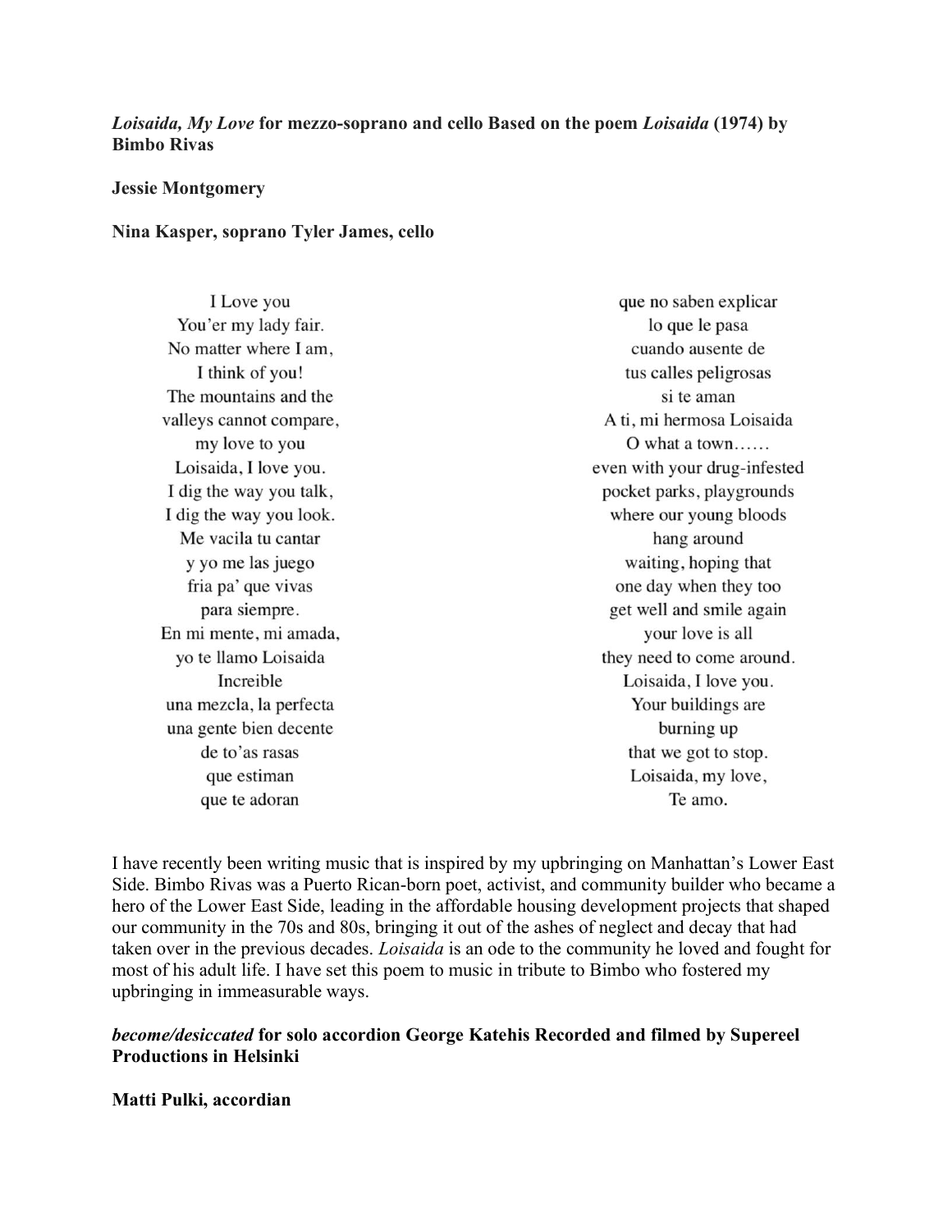***Loisaida, My Love*** **for mezzo-soprano and cello Based on the poem** ***Loisaida*** **(1974) by Bimbo Rivas**

**Jessie Montgomery**

**Nina Kasper, soprano Tyler James, cello**

I Love you
You'er my lady fair.
No matter where I am,
I think of you!
The mountains and the
valleys cannot compare,
my love to you
Loisaida, I love you.
I dig the way you talk,
I dig the way you look.
Me vacila tu cantar
y yo me las juego
fria pa' que vivas
para siempre.
En mi mente, mi amada,
yo te llamo Loisaida
Increible
una mezcla, la perfecta
una gente bien decente
de to'as rasas
que estiman
que te adoran
que no saben explicar
lo que le pasa
cuando ausente de
tus calles peligrosas
si te aman
A ti, mi hermosa Loisaida
O what a town……
even with your drug-infested
pocket parks, playgrounds
where our young bloods
hang around
waiting, hoping that
one day when they too
get well and smile again
your love is all
they need to come around.
Loisaida, I love you.
Your buildings are
burning up
that we got to stop.
Loisaida, my love,
Te amo.

I have recently been writing music that is inspired by my upbringing on Manhattan's Lower East Side. Bimbo Rivas was a Puerto Rican-born poet, activist, and community builder who became a hero of the Lower East Side, leading in the affordable housing development projects that shaped our community in the 70s and 80s, bringing it out of the ashes of neglect and decay that had taken over in the previous decades. *Loisaida* is an ode to the community he loved and fought for most of his adult life. I have set this poem to music in tribute to Bimbo who fostered my upbringing in immeasurable ways.

***become/desiccated*** **for solo accordion George Katehis Recorded and filmed by Supereel Productions in Helsinki**

**Matti Pulki, accordian**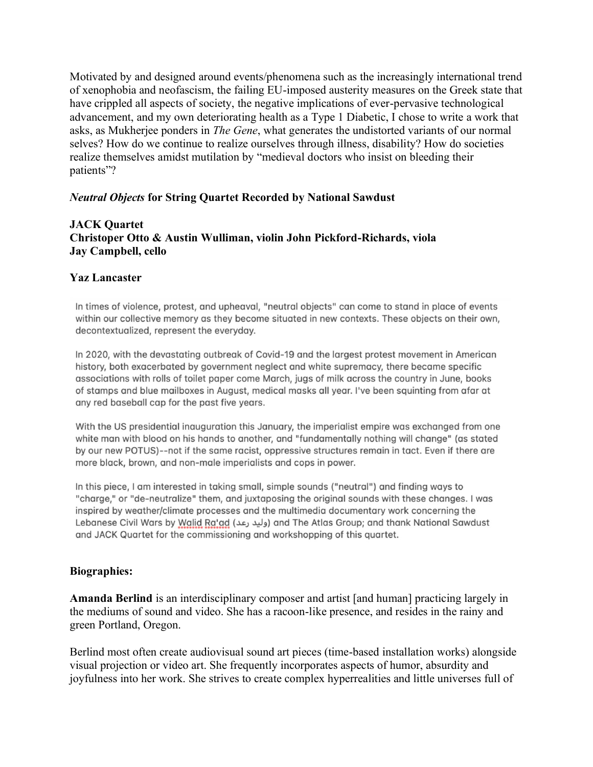Motivated by and designed around events/phenomena such as the increasingly international trend of xenophobia and neofascism, the failing EU-imposed austerity measures on the Greek state that have crippled all aspects of society, the negative implications of ever-pervasive technological advancement, and my own deteriorating health as a Type 1 Diabetic, I chose to write a work that asks, as Mukherjee ponders in *The Gene*, what generates the undistorted variants of our normal selves? How do we continue to realize ourselves through illness, disability? How do societies realize themselves amidst mutilation by "medieval doctors who insist on bleeding their patients"?

### *Neutral Objects* for String Quartet Recorded by National Sawdust

**JACK Quartet**
**Christoper Otto & Austin Wulliman, violin John Pickford-Richards, viola**
**Jay Campbell, cello**

**Yaz Lancaster**

In times of violence, protest, and upheaval, "neutral objects" can come to stand in place of events within our collective memory as they become situated in new contexts. These objects on their own, decontextualized, represent the everyday.

In 2020, with the devastating outbreak of Covid-19 and the largest protest movement in American history, both exacerbated by government neglect and white supremacy, there became specific associations with rolls of toilet paper come March, jugs of milk across the country in June, books of stamps and blue mailboxes in August, medical masks all year. I've been squinting from afar at any red baseball cap for the past five years.

With the US presidential inauguration this January, the imperialist empire was exchanged from one white man with blood on his hands to another, and "fundamentally nothing will change" (as stated by our new POTUS)--not if the same racist, oppressive structures remain in tact. Even if there are more black, brown, and non-male imperialists and cops in power.

In this piece, I am interested in taking small, simple sounds ("neutral") and finding ways to "charge," or "de-neutralize" them, and juxtaposing the original sounds with these changes. I was inspired by weather/climate processes and the multimedia documentary work concerning the Lebanese Civil Wars by Walid Ra'ad (وليد رعد) and The Atlas Group; and thank National Sawdust and JACK Quartet for the commissioning and workshopping of this quartet.

### Biographies:

**Amanda Berlind** is an interdisciplinary composer and artist [and human] practicing largely in the mediums of sound and video. She has a racoon-like presence, and resides in the rainy and green Portland, Oregon.

Berlind most often create audiovisual sound art pieces (time-based installation works) alongside visual projection or video art. She frequently incorporates aspects of humor, absurdity and joyfulness into her work. She strives to create complex hyperrealities and little universes full of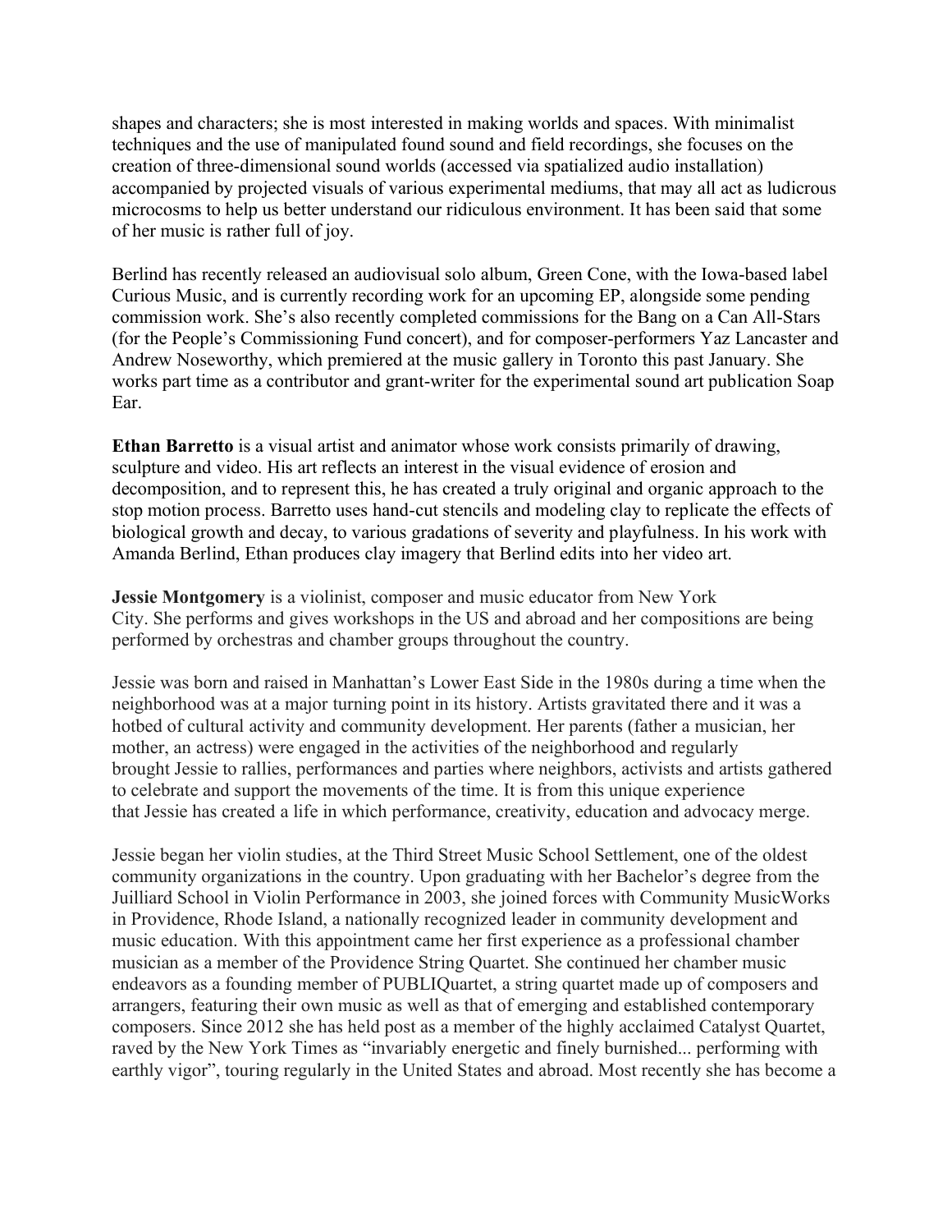shapes and characters; she is most interested in making worlds and spaces. With minimalist techniques and the use of manipulated found sound and field recordings, she focuses on the creation of three-dimensional sound worlds (accessed via spatialized audio installation) accompanied by projected visuals of various experimental mediums, that may all act as ludicrous microcosms to help us better understand our ridiculous environment. It has been said that some of her music is rather full of joy.

Berlind has recently released an audiovisual solo album, Green Cone, with the Iowa-based label Curious Music, and is currently recording work for an upcoming EP, alongside some pending commission work. She's also recently completed commissions for the Bang on a Can All-Stars (for the People's Commissioning Fund concert), and for composer-performers Yaz Lancaster and Andrew Noseworthy, which premiered at the music gallery in Toronto this past January. She works part time as a contributor and grant-writer for the experimental sound art publication Soap Ear.

**Ethan Barretto** is a visual artist and animator whose work consists primarily of drawing, sculpture and video. His art reflects an interest in the visual evidence of erosion and decomposition, and to represent this, he has created a truly original and organic approach to the stop motion process. Barretto uses hand-cut stencils and modeling clay to replicate the effects of biological growth and decay, to various gradations of severity and playfulness. In his work with Amanda Berlind, Ethan produces clay imagery that Berlind edits into her video art.

**Jessie Montgomery** is a violinist, composer and music educator from New York City. She performs and gives workshops in the US and abroad and her compositions are being performed by orchestras and chamber groups throughout the country.

Jessie was born and raised in Manhattan's Lower East Side in the 1980s during a time when the neighborhood was at a major turning point in its history. Artists gravitated there and it was a hotbed of cultural activity and community development. Her parents (father a musician, her mother, an actress) were engaged in the activities of the neighborhood and regularly brought Jessie to rallies, performances and parties where neighbors, activists and artists gathered to celebrate and support the movements of the time. It is from this unique experience that Jessie has created a life in which performance, creativity, education and advocacy merge.

Jessie began her violin studies, at the Third Street Music School Settlement, one of the oldest community organizations in the country. Upon graduating with her Bachelor's degree from the Juilliard School in Violin Performance in 2003, she joined forces with Community MusicWorks in Providence, Rhode Island, a nationally recognized leader in community development and music education. With this appointment came her first experience as a professional chamber musician as a member of the Providence String Quartet. She continued her chamber music endeavors as a founding member of PUBLIQuartet, a string quartet made up of composers and arrangers, featuring their own music as well as that of emerging and established contemporary composers. Since 2012 she has held post as a member of the highly acclaimed Catalyst Quartet, raved by the New York Times as "invariably energetic and finely burnished... performing with earthly vigor", touring regularly in the United States and abroad. Most recently she has become a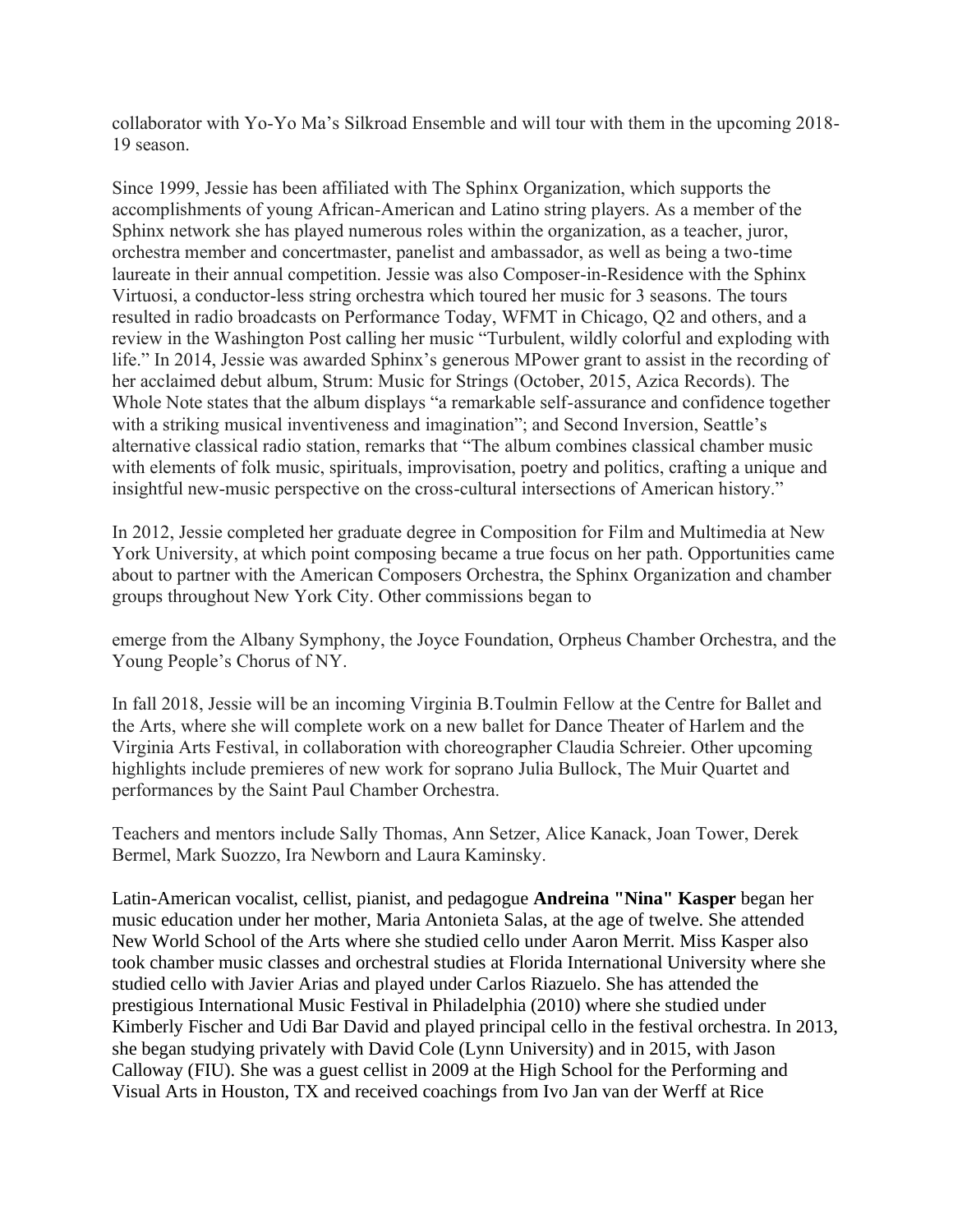collaborator with Yo-Yo Ma's Silkroad Ensemble and will tour with them in the upcoming 2018-19 season.

Since 1999, Jessie has been affiliated with The Sphinx Organization, which supports the accomplishments of young African-American and Latino string players. As a member of the Sphinx network she has played numerous roles within the organization, as a teacher, juror, orchestra member and concertmaster, panelist and ambassador, as well as being a two-time laureate in their annual competition. Jessie was also Composer-in-Residence with the Sphinx Virtuosi, a conductor-less string orchestra which toured her music for 3 seasons. The tours resulted in radio broadcasts on Performance Today, WFMT in Chicago, Q2 and others, and a review in the Washington Post calling her music "Turbulent, wildly colorful and exploding with life." In 2014, Jessie was awarded Sphinx's generous MPower grant to assist in the recording of her acclaimed debut album, Strum: Music for Strings (October, 2015, Azica Records). The Whole Note states that the album displays "a remarkable self-assurance and confidence together with a striking musical inventiveness and imagination"; and Second Inversion, Seattle's alternative classical radio station, remarks that "The album combines classical chamber music with elements of folk music, spirituals, improvisation, poetry and politics, crafting a unique and insightful new-music perspective on the cross-cultural intersections of American history."

In 2012, Jessie completed her graduate degree in Composition for Film and Multimedia at New York University, at which point composing became a true focus on her path. Opportunities came about to partner with the American Composers Orchestra, the Sphinx Organization and chamber groups throughout New York City. Other commissions began to

emerge from the Albany Symphony, the Joyce Foundation, Orpheus Chamber Orchestra, and the Young People's Chorus of NY.

In fall 2018, Jessie will be an incoming Virginia B.Toulmin Fellow at the Centre for Ballet and the Arts, where she will complete work on a new ballet for Dance Theater of Harlem and the Virginia Arts Festival, in collaboration with choreographer Claudia Schreier. Other upcoming highlights include premieres of new work for soprano Julia Bullock, The Muir Quartet and performances by the Saint Paul Chamber Orchestra.

Teachers and mentors include Sally Thomas, Ann Setzer, Alice Kanack, Joan Tower, Derek Bermel, Mark Suozzo, Ira Newborn and Laura Kaminsky.

Latin-American vocalist, cellist, pianist, and pedagogue **Andreina "Nina" Kasper** began her music education under her mother, Maria Antonieta Salas, at the age of twelve. She attended New World School of the Arts where she studied cello under Aaron Merrit. Miss Kasper also took chamber music classes and orchestral studies at Florida International University where she studied cello with Javier Arias and played under Carlos Riazuelo. She has attended the prestigious International Music Festival in Philadelphia (2010) where she studied under Kimberly Fischer and Udi Bar David and played principal cello in the festival orchestra. In 2013, she began studying privately with David Cole (Lynn University) and in 2015, with Jason Calloway (FIU). She was a guest cellist in 2009 at the High School for the Performing and Visual Arts in Houston, TX and received coachings from Ivo Jan van der Werff at Rice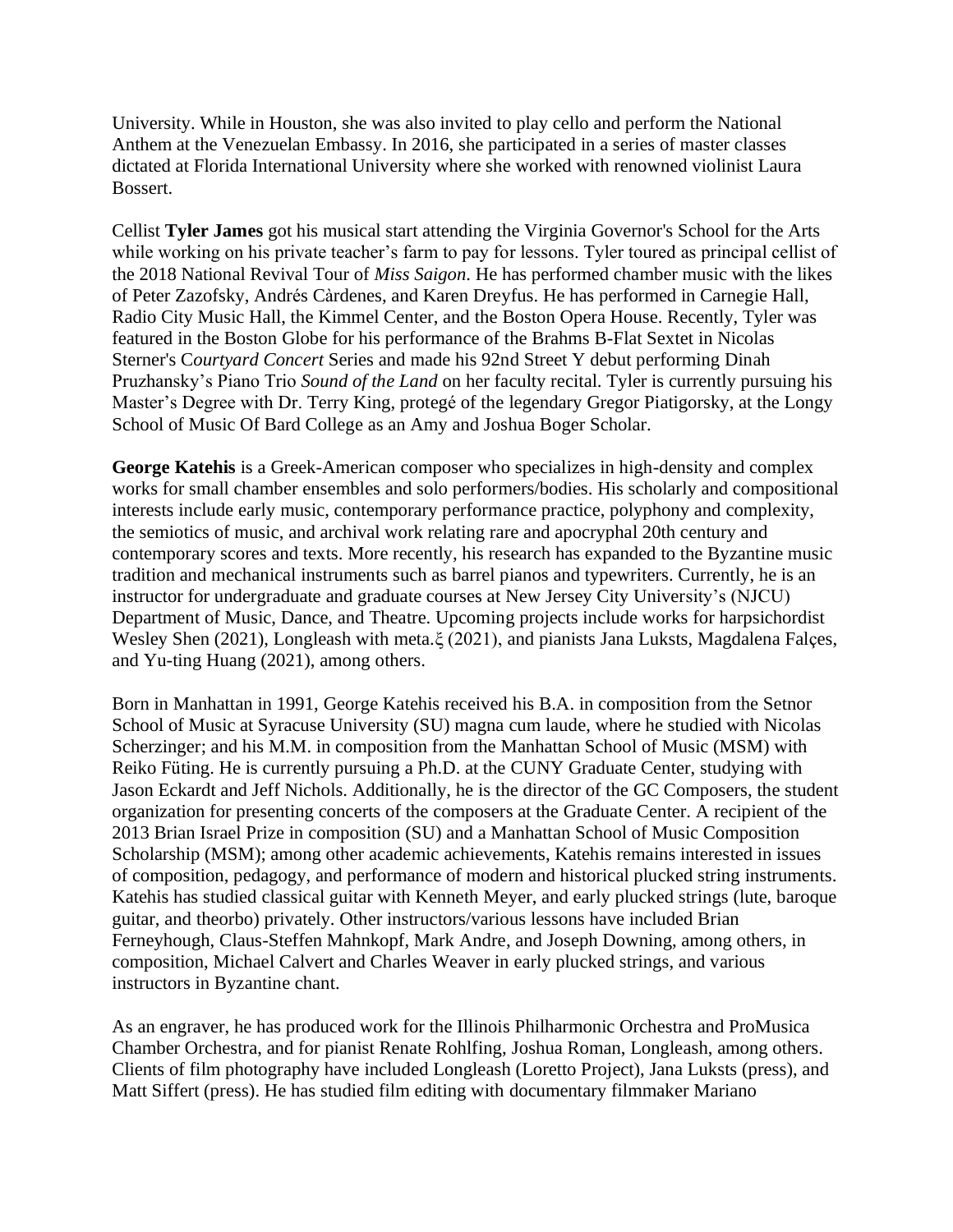University. While in Houston, she was also invited to play cello and perform the National Anthem at the Venezuelan Embassy. In 2016, she participated in a series of master classes dictated at Florida International University where she worked with renowned violinist Laura Bossert.

Cellist **Tyler James** got his musical start attending the Virginia Governor's School for the Arts while working on his private teacher's farm to pay for lessons. Tyler toured as principal cellist of the 2018 National Revival Tour of *Miss Saigon*. He has performed chamber music with the likes of Peter Zazofsky, Andrés Càrdenes, and Karen Dreyfus. He has performed in Carnegie Hall, Radio City Music Hall, the Kimmel Center, and the Boston Opera House. Recently, Tyler was featured in the Boston Globe for his performance of the Brahms B-Flat Sextet in Nicolas Sterner's C*ourtyard Concert* Series and made his 92nd Street Y debut performing Dinah Pruzhansky's Piano Trio *Sound of the Land* on her faculty recital. Tyler is currently pursuing his Master's Degree with Dr. Terry King, protegé of the legendary Gregor Piatigorsky, at the Longy School of Music Of Bard College as an Amy and Joshua Boger Scholar.

**George Katehis** is a Greek-American composer who specializes in high-density and complex works for small chamber ensembles and solo performers/bodies. His scholarly and compositional interests include early music, contemporary performance practice, polyphony and complexity, the semiotics of music, and archival work relating rare and apocryphal 20th century and contemporary scores and texts. More recently, his research has expanded to the Byzantine music tradition and mechanical instruments such as barrel pianos and typewriters. Currently, he is an instructor for undergraduate and graduate courses at New Jersey City University's (NJCU) Department of Music, Dance, and Theatre. Upcoming projects include works for harpsichordist Wesley Shen (2021), Longleash with meta.ξ (2021), and pianists Jana Luksts, Magdalena Falçes, and Yu-ting Huang (2021), among others.

Born in Manhattan in 1991, George Katehis received his B.A. in composition from the Setnor School of Music at Syracuse University (SU) magna cum laude, where he studied with Nicolas Scherzinger; and his M.M. in composition from the Manhattan School of Music (MSM) with Reiko Füting. He is currently pursuing a Ph.D. at the CUNY Graduate Center, studying with Jason Eckardt and Jeff Nichols. Additionally, he is the director of the GC Composers, the student organization for presenting concerts of the composers at the Graduate Center. A recipient of the 2013 Brian Israel Prize in composition (SU) and a Manhattan School of Music Composition Scholarship (MSM); among other academic achievements, Katehis remains interested in issues of composition, pedagogy, and performance of modern and historical plucked string instruments. Katehis has studied classical guitar with Kenneth Meyer, and early plucked strings (lute, baroque guitar, and theorbo) privately. Other instructors/various lessons have included Brian Ferneyhough, Claus-Steffen Mahnkopf, Mark Andre, and Joseph Downing, among others, in composition, Michael Calvert and Charles Weaver in early plucked strings, and various instructors in Byzantine chant.

As an engraver, he has produced work for the Illinois Philharmonic Orchestra and ProMusica Chamber Orchestra, and for pianist Renate Rohlfing, Joshua Roman, Longleash, among others. Clients of film photography have included Longleash (Loretto Project), Jana Luksts (press), and Matt Siffert (press). He has studied film editing with documentary filmmaker Mariano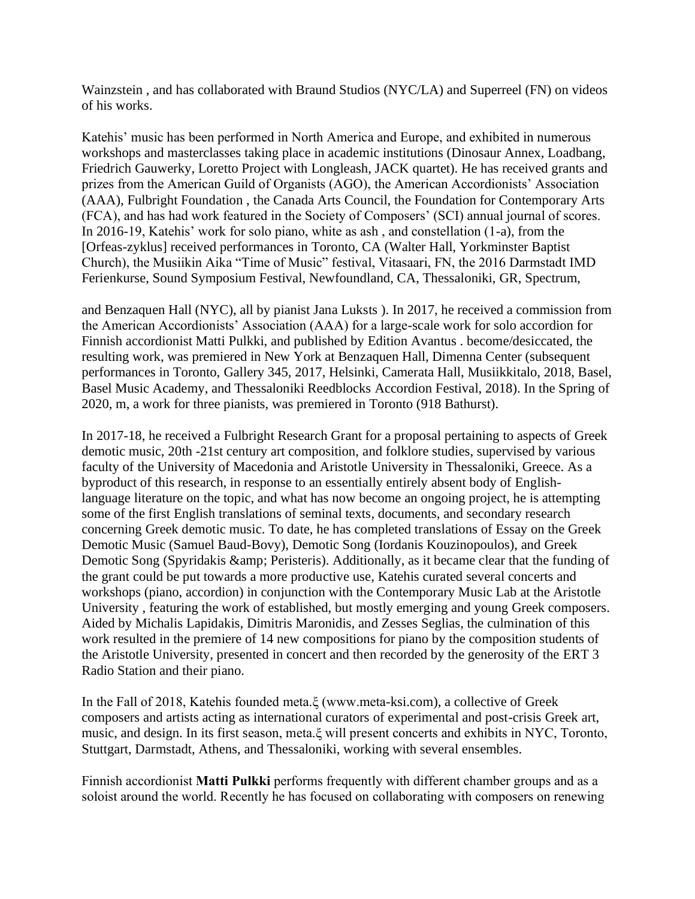Wainzstein , and has collaborated with Braund Studios (NYC/LA) and Superreel (FN) on videos of his works.

Katehis' music has been performed in North America and Europe, and exhibited in numerous workshops and masterclasses taking place in academic institutions (Dinosaur Annex, Loadbang, Friedrich Gauwerky, Loretto Project with Longleash, JACK quartet). He has received grants and prizes from the American Guild of Organists (AGO), the American Accordionists' Association (AAA), Fulbright Foundation , the Canada Arts Council, the Foundation for Contemporary Arts (FCA), and has had work featured in the Society of Composers' (SCI) annual journal of scores. In 2016-19, Katehis' work for solo piano, white as ash , and constellation (1-a), from the [Orfeas-zyklus] received performances in Toronto, CA (Walter Hall, Yorkminster Baptist Church), the Musiikin Aika "Time of Music" festival, Vitasaari, FN, the 2016 Darmstadt IMD Ferienkurse, Sound Symposium Festival, Newfoundland, CA, Thessaloniki, GR, Spectrum,

and Benzaquen Hall (NYC), all by pianist Jana Luksts ). In 2017, he received a commission from the American Accordionists' Association (AAA) for a large-scale work for solo accordion for Finnish accordionist Matti Pulkki, and published by Edition Avantus . become/desiccated, the resulting work, was premiered in New York at Benzaquen Hall, Dimenna Center (subsequent performances in Toronto, Gallery 345, 2017, Helsinki, Camerata Hall, Musiikkitalo, 2018, Basel, Basel Music Academy, and Thessaloniki Reedblocks Accordion Festival, 2018). In the Spring of 2020, m, a work for three pianists, was premiered in Toronto (918 Bathurst).

In 2017-18, he received a Fulbright Research Grant for a proposal pertaining to aspects of Greek demotic music, 20th -21st century art composition, and folklore studies, supervised by various faculty of the University of Macedonia and Aristotle University in Thessaloniki, Greece. As a byproduct of this research, in response to an essentially entirely absent body of English-language literature on the topic, and what has now become an ongoing project, he is attempting some of the first English translations of seminal texts, documents, and secondary research concerning Greek demotic music. To date, he has completed translations of Essay on the Greek Demotic Music (Samuel Baud-Bovy), Demotic Song (Iordanis Kouzinopoulos), and Greek Demotic Song (Spyridakis &amp; Peristeris). Additionally, as it became clear that the funding of the grant could be put towards a more productive use, Katehis curated several concerts and workshops (piano, accordion) in conjunction with the Contemporary Music Lab at the Aristotle University , featuring the work of established, but mostly emerging and young Greek composers. Aided by Michalis Lapidakis, Dimitris Maronidis, and Zesses Seglias, the culmination of this work resulted in the premiere of 14 new compositions for piano by the composition students of the Aristotle University, presented in concert and then recorded by the generosity of the ERT 3 Radio Station and their piano.

In the Fall of 2018, Katehis founded meta.ξ (www.meta-ksi.com), a collective of Greek composers and artists acting as international curators of experimental and post-crisis Greek art, music, and design. In its first season, meta.ξ will present concerts and exhibits in NYC, Toronto, Stuttgart, Darmstadt, Athens, and Thessaloniki, working with several ensembles.

Finnish accordionist **Matti Pulkki** performs frequently with different chamber groups and as a soloist around the world. Recently he has focused on collaborating with composers on renewing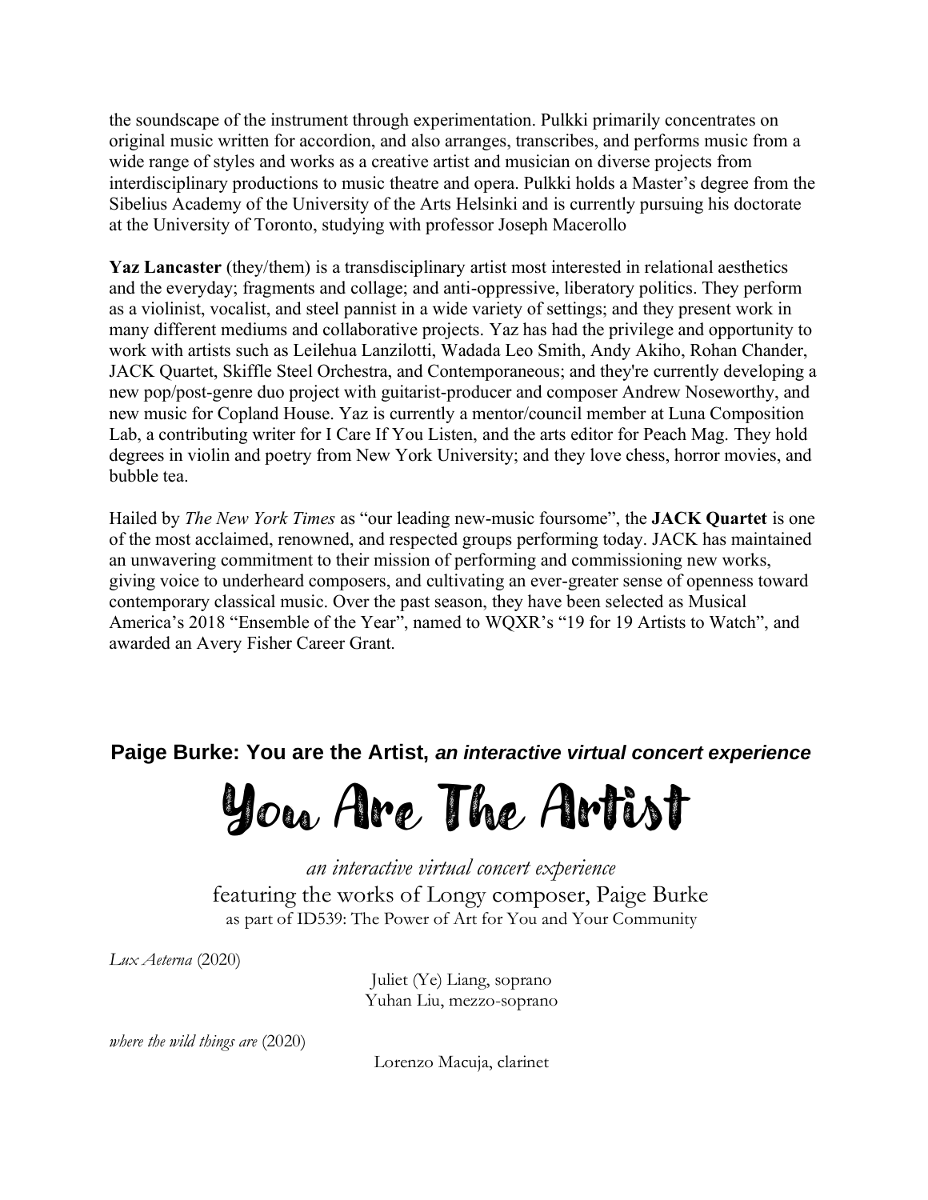the soundscape of the instrument through experimentation. Pulkki primarily concentrates on original music written for accordion, and also arranges, transcribes, and performs music from a wide range of styles and works as a creative artist and musician on diverse projects from interdisciplinary productions to music theatre and opera. Pulkki holds a Master's degree from the Sibelius Academy of the University of the Arts Helsinki and is currently pursuing his doctorate at the University of Toronto, studying with professor Joseph Macerollo

**Yaz Lancaster** (they/them) is a transdisciplinary artist most interested in relational aesthetics and the everyday; fragments and collage; and anti-oppressive, liberatory politics. They perform as a violinist, vocalist, and steel pannist in a wide variety of settings; and they present work in many different mediums and collaborative projects. Yaz has had the privilege and opportunity to work with artists such as Leilehua Lanzilotti, Wadada Leo Smith, Andy Akiho, Rohan Chander, JACK Quartet, Skiffle Steel Orchestra, and Contemporaneous; and they're currently developing a new pop/post-genre duo project with guitarist-producer and composer Andrew Noseworthy, and new music for Copland House. Yaz is currently a mentor/council member at Luna Composition Lab, a contributing writer for I Care If You Listen, and the arts editor for Peach Mag. They hold degrees in violin and poetry from New York University; and they love chess, horror movies, and bubble tea.

Hailed by *The New York Times* as "our leading new-music foursome", the **JACK Quartet** is one of the most acclaimed, renowned, and respected groups performing today. JACK has maintained an unwavering commitment to their mission of performing and commissioning new works, giving voice to underheard composers, and cultivating an ever-greater sense of openness toward contemporary classical music. Over the past season, they have been selected as Musical America's 2018 "Ensemble of the Year", named to WQXR's "19 for 19 Artists to Watch", and awarded an Avery Fisher Career Grant.

## Paige Burke: You are the Artist, *an interactive virtual concert experience*

# You Are The Artist

*an interactive virtual concert experience*

featuring the works of Longy composer, Paige Burke

as part of ID539: The Power of Art for You and Your Community

*Lux Aeterna* (2020)

Juliet (Ye) Liang, soprano
Yuhan Liu, mezzo-soprano

*where the wild things are* (2020)

Lorenzo Macuja, clarinet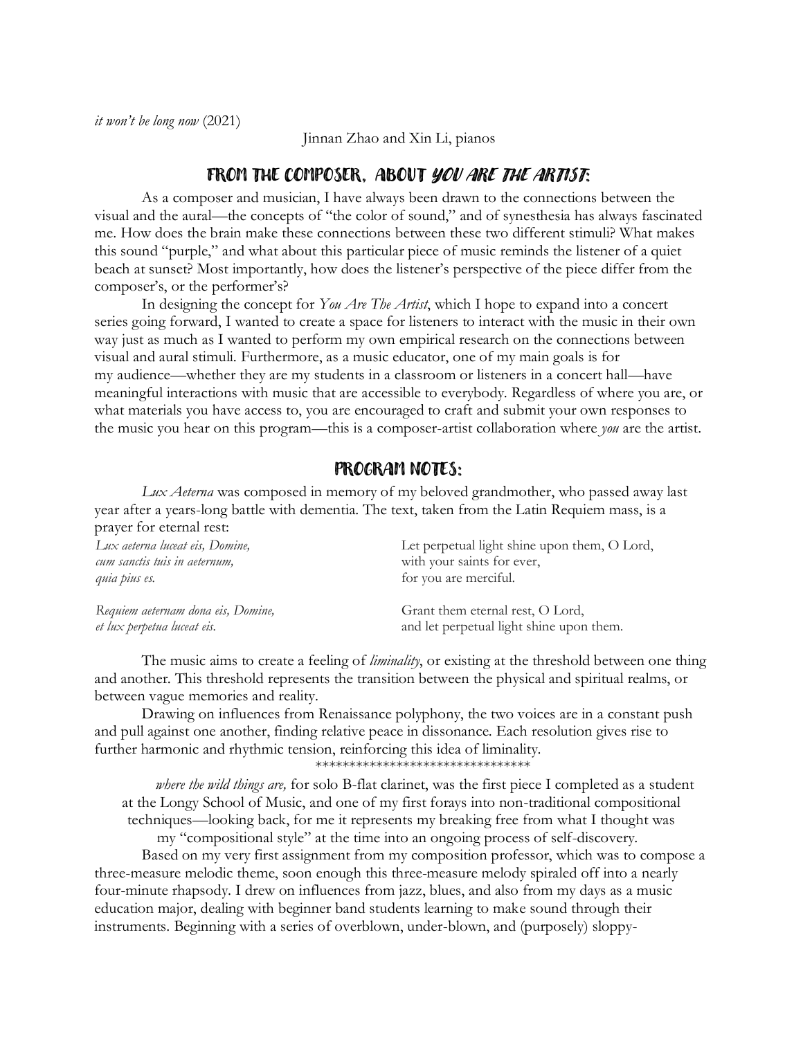*it won't be long now* (2021)

Jinnan Zhao and Xin Li, pianos

## FROM THE COMPOSER, ABOUT *YOU ARE THE ARTIST*:

As a composer and musician, I have always been drawn to the connections between the visual and the aural—the concepts of "the color of sound," and of synesthesia has always fascinated me. How does the brain make these connections between these two different stimuli? What makes this sound "purple," and what about this particular piece of music reminds the listener of a quiet beach at sunset? Most importantly, how does the listener's perspective of the piece differ from the composer's, or the performer's?

In designing the concept for *You Are The Artist*, which I hope to expand into a concert series going forward, I wanted to create a space for listeners to interact with the music in their own way just as much as I wanted to perform my own empirical research on the connections between visual and aural stimuli. Furthermore, as a music educator, one of my main goals is for my audience—whether they are my students in a classroom or listeners in a concert hall—have meaningful interactions with music that are accessible to everybody. Regardless of where you are, or what materials you have access to, you are encouraged to craft and submit your own responses to the music you hear on this program—this is a composer-artist collaboration where *you* are the artist.

## PROGRAM NOTES:

*Lux Aeterna* was composed in memory of my beloved grandmother, who passed away last year after a years-long battle with dementia. The text, taken from the Latin Requiem mass, is a prayer for eternal rest:

| | |
|---|---|
| *Lux aeterna luceat eis, Domine,* | Let perpetual light shine upon them, O Lord, |
| *cum sanctis tuis in aeternum,* | with your saints for ever, |
| *quia pius es.* | for you are merciful. |
| | |
| *Requiem aeternam dona eis, Domine,* | Grant them eternal rest, O Lord, |
| *et lux perpetua luceat eis.* | and let perpetual light shine upon them. |

The music aims to create a feeling of *liminality*, or existing at the threshold between one thing and another. This threshold represents the transition between the physical and spiritual realms, or between vague memories and reality.

Drawing on influences from Renaissance polyphony, the two voices are in a constant push and pull against one another, finding relative peace in dissonance. Each resolution gives rise to further harmonic and rhythmic tension, reinforcing this idea of liminality.

********************************

*where the wild things are,* for solo B-flat clarinet, was the first piece I completed as a student at the Longy School of Music, and one of my first forays into non-traditional compositional techniques—looking back, for me it represents my breaking free from what I thought was my "compositional style" at the time into an ongoing process of self-discovery.

Based on my very first assignment from my composition professor, which was to compose a three-measure melodic theme, soon enough this three-measure melody spiraled off into a nearly four-minute rhapsody. I drew on influences from jazz, blues, and also from my days as a music education major, dealing with beginner band students learning to make sound through their instruments. Beginning with a series of overblown, under-blown, and (purposely) sloppy-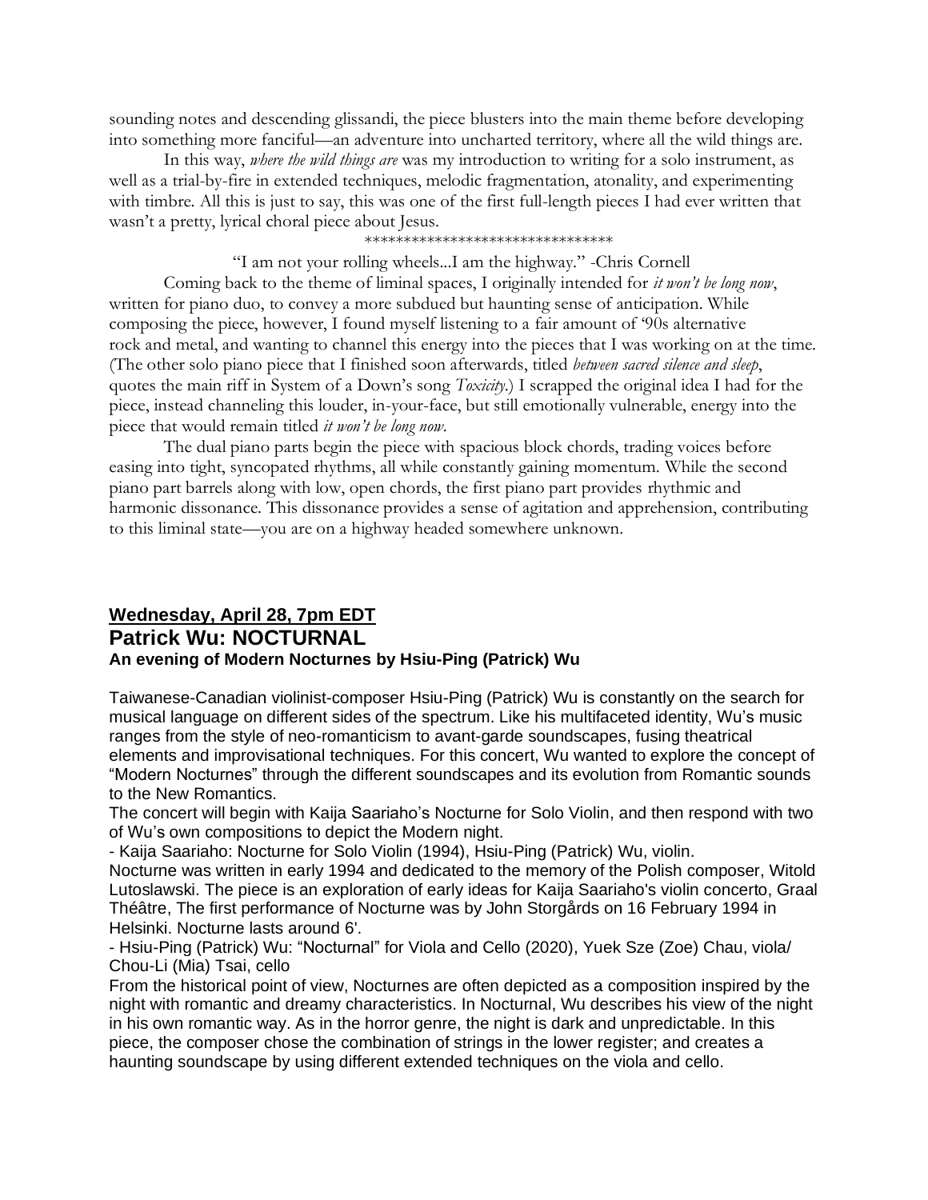sounding notes and descending glissandi, the piece blusters into the main theme before developing into something more fanciful—an adventure into uncharted territory, where all the wild things are.

In this way, *where the wild things are* was my introduction to writing for a solo instrument, as well as a trial-by-fire in extended techniques, melodic fragmentation, atonality, and experimenting with timbre. All this is just to say, this was one of the first full-length pieces I had ever written that wasn't a pretty, lyrical choral piece about Jesus.

********************************

"I am not your rolling wheels...I am the highway." -Chris Cornell

Coming back to the theme of liminal spaces, I originally intended for *it won't be long now*, written for piano duo, to convey a more subdued but haunting sense of anticipation. While composing the piece, however, I found myself listening to a fair amount of '90s alternative rock and metal, and wanting to channel this energy into the pieces that I was working on at the time. (The other solo piano piece that I finished soon afterwards, titled *between sacred silence and sleep*, quotes the main riff in System of a Down's song *Toxicity*.) I scrapped the original idea I had for the piece, instead channeling this louder, in-your-face, but still emotionally vulnerable, energy into the piece that would remain titled *it won't be long now*.

The dual piano parts begin the piece with spacious block chords, trading voices before easing into tight, syncopated rhythms, all while constantly gaining momentum. While the second piano part barrels along with low, open chords, the first piano part provides rhythmic and harmonic dissonance. This dissonance provides a sense of agitation and apprehension, contributing to this liminal state—you are on a highway headed somewhere unknown.

## Wednesday, April 28, 7pm EDT

## Patrick Wu: NOCTURNAL

### An evening of Modern Nocturnes by Hsiu-Ping (Patrick) Wu

Taiwanese-Canadian violinist-composer Hsiu-Ping (Patrick) Wu is constantly on the search for musical language on different sides of the spectrum. Like his multifaceted identity, Wu's music ranges from the style of neo-romanticism to avant-garde soundscapes, fusing theatrical elements and improvisational techniques. For this concert, Wu wanted to explore the concept of "Modern Nocturnes" through the different soundscapes and its evolution from Romantic sounds to the New Romantics.

The concert will begin with Kaija Saariaho's Nocturne for Solo Violin, and then respond with two of Wu's own compositions to depict the Modern night.

- Kaija Saariaho: Nocturne for Solo Violin (1994), Hsiu-Ping (Patrick) Wu, violin.

Nocturne was written in early 1994 and dedicated to the memory of the Polish composer, Witold Lutoslawski. The piece is an exploration of early ideas for Kaija Saariaho's violin concerto, Graal Théâtre, The first performance of Nocturne was by John Storgårds on 16 February 1994 in Helsinki. Nocturne lasts around 6'.

- Hsiu-Ping (Patrick) Wu: "Nocturnal" for Viola and Cello (2020), Yuek Sze (Zoe) Chau, viola/ Chou-Li (Mia) Tsai, cello

From the historical point of view, Nocturnes are often depicted as a composition inspired by the night with romantic and dreamy characteristics. In Nocturnal, Wu describes his view of the night in his own romantic way. As in the horror genre, the night is dark and unpredictable. In this piece, the composer chose the combination of strings in the lower register; and creates a haunting soundscape by using different extended techniques on the viola and cello.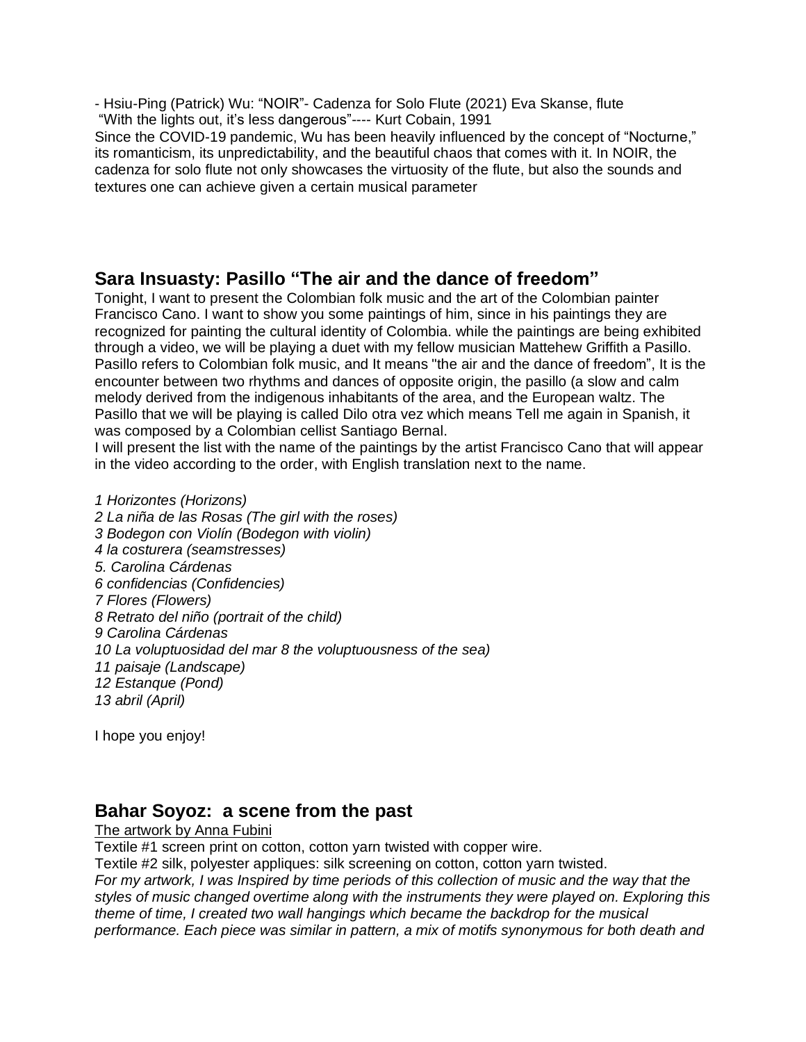- Hsiu-Ping (Patrick) Wu: "NOIR"- Cadenza for Solo Flute (2021) Eva Skanse, flute
"With the lights out, it's less dangerous"---- Kurt Cobain, 1991
Since the COVID-19 pandemic, Wu has been heavily influenced by the concept of "Nocturne," its romanticism, its unpredictability, and the beautiful chaos that comes with it. In NOIR, the cadenza for solo flute not only showcases the virtuosity of the flute, but also the sounds and textures one can achieve given a certain musical parameter

## Sara Insuasty: Pasillo "The air and the dance of freedom"

Tonight, I want to present the Colombian folk music and the art of the Colombian painter Francisco Cano. I want to show you some paintings of him, since in his paintings they are recognized for painting the cultural identity of Colombia. while the paintings are being exhibited through a video, we will be playing a duet with my fellow musician Mattehew Griffith a Pasillo. Pasillo refers to Colombian folk music, and It means "the air and the dance of freedom", It is the encounter between two rhythms and dances of opposite origin, the pasillo (a slow and calm melody derived from the indigenous inhabitants of the area, and the European waltz. The Pasillo that we will be playing is called Dilo otra vez which means Tell me again in Spanish, it was composed by a Colombian cellist Santiago Bernal.
I will present the list with the name of the paintings by the artist Francisco Cano that will appear in the video according to the order, with English translation next to the name.

*1 Horizontes (Horizons)*
*2 La niña de las Rosas (The girl with the roses)*
*3 Bodegon con Violín (Bodegon with violin)*
*4 la costurera (seamstresses)*
*5. Carolina Cárdenas*
*6 confidencias (Confidencies)*
*7 Flores (Flowers)*
*8 Retrato del niño (portrait of the child)*
*9 Carolina Cárdenas*
*10 La voluptuosidad del mar 8 the voluptuousness of the sea)*
*11 paisaje (Landscape)*
*12 Estanque (Pond)*
*13 abril (April)*

I hope you enjoy!

## Bahar Soyoz: a scene from the past

The artwork by Anna Fubini
Textile #1 screen print on cotton, cotton yarn twisted with copper wire.
Textile #2 silk, polyester appliques: silk screening on cotton, cotton yarn twisted.
*For my artwork, I was Inspired by time periods of this collection of music and the way that the styles of music changed overtime along with the instruments they were played on. Exploring this theme of time, I created two wall hangings which became the backdrop for the musical performance. Each piece was similar in pattern, a mix of motifs synonymous for both death and*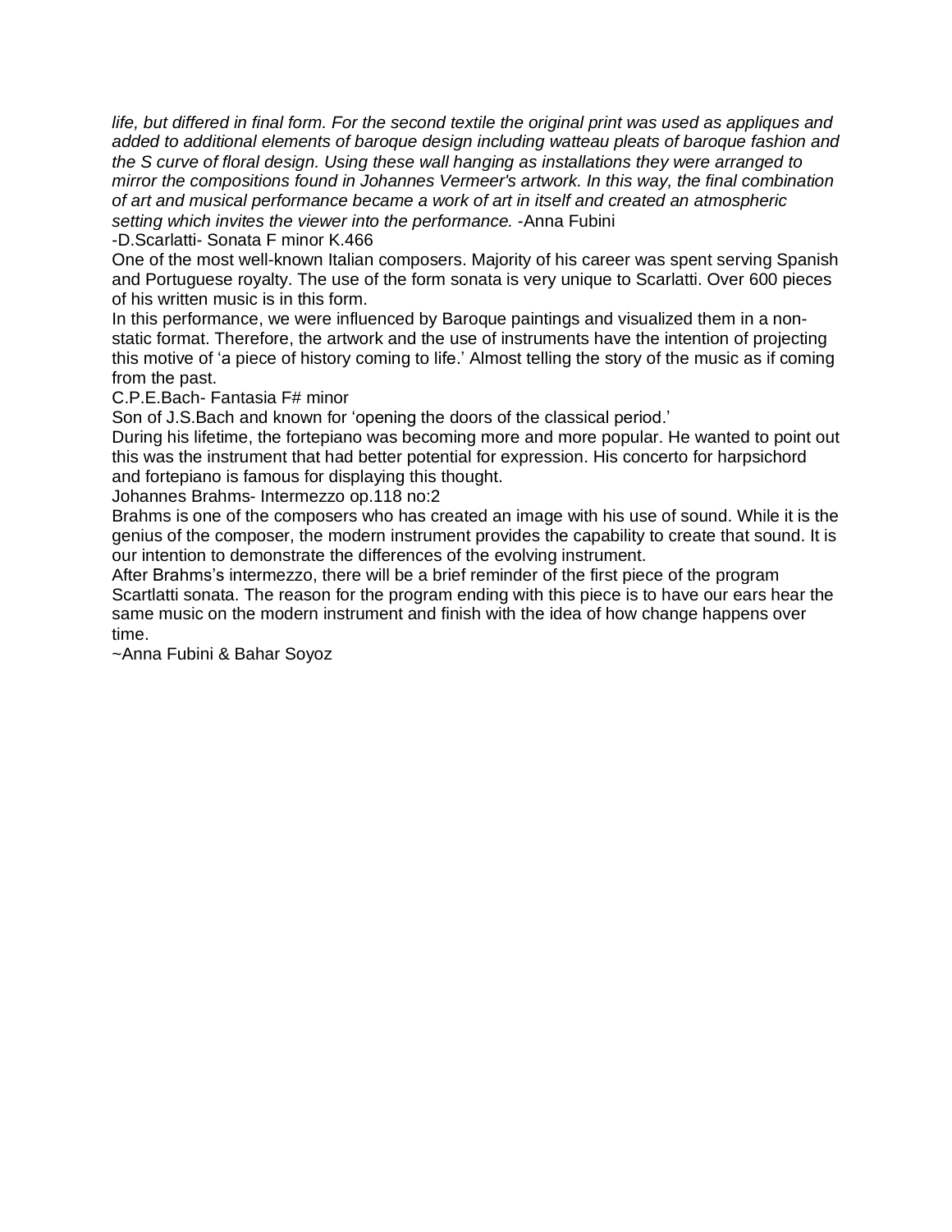*life, but differed in final form. For the second textile the original print was used as appliques and added to additional elements of baroque design including watteau pleats of baroque fashion and the S curve of floral design. Using these wall hanging as installations they were arranged to mirror the compositions found in Johannes Vermeer's artwork. In this way, the final combination of art and musical performance became a work of art in itself and created an atmospheric setting which invites the viewer into the performance.* -Anna Fubini

-D.Scarlatti- Sonata F minor K.466

One of the most well-known Italian composers. Majority of his career was spent serving Spanish and Portuguese royalty. The use of the form sonata is very unique to Scarlatti. Over 600 pieces of his written music is in this form.

In this performance, we were influenced by Baroque paintings and visualized them in a non-static format. Therefore, the artwork and the use of instruments have the intention of projecting this motive of 'a piece of history coming to life.' Almost telling the story of the music as if coming from the past.

C.P.E.Bach- Fantasia F# minor

Son of J.S.Bach and known for 'opening the doors of the classical period.'

During his lifetime, the fortepiano was becoming more and more popular. He wanted to point out this was the instrument that had better potential for expression. His concerto for harpsichord and fortepiano is famous for displaying this thought.

Johannes Brahms- Intermezzo op.118 no:2

Brahms is one of the composers who has created an image with his use of sound. While it is the genius of the composer, the modern instrument provides the capability to create that sound. It is our intention to demonstrate the differences of the evolving instrument.

After Brahms's intermezzo, there will be a brief reminder of the first piece of the program Scartlatti sonata. The reason for the program ending with this piece is to have our ears hear the same music on the modern instrument and finish with the idea of how change happens over time.

~Anna Fubini & Bahar Soyoz